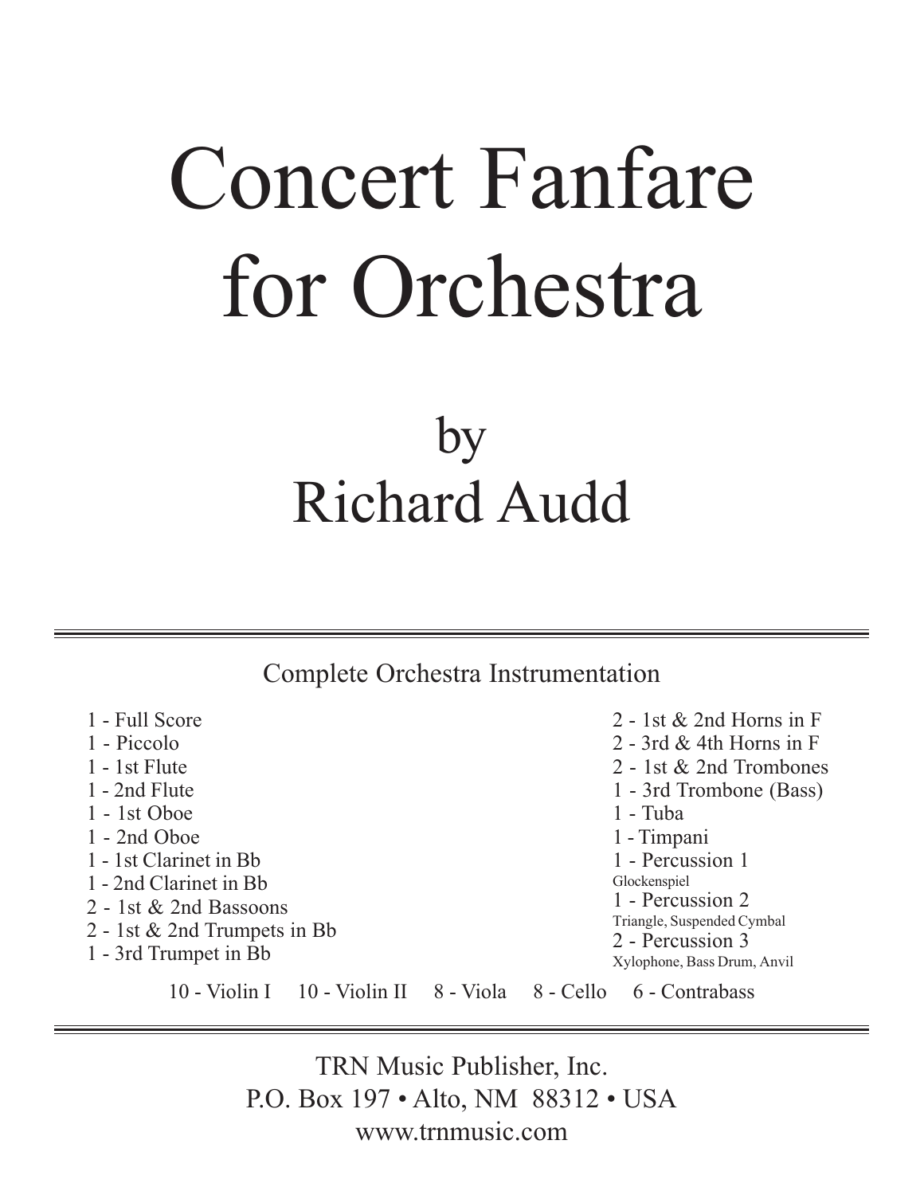# Concert Fanfare for Orchestra

## by Richard Audd

---

Complete Orchestra Instrumentation

- 1 - Full Score
- 1 - Piccolo
- 1 - 1st Flute
- 1 - 2nd Flute
- 1 - 1st Oboe
- 1 - 2nd Oboe
- 1 - 1st Clarinet in Bb
- 1 - 2nd Clarinet in Bb
- 2 - 1st & 2nd Bassoons
- 2 - 1st & 2nd Trumpets in Bb
- 1 - 3rd Trumpet in Bb
- 2 - 1st & 2nd Horns in F
- 2 - 3rd & 4th Horns in F
- 2 - 1st & 2nd Trombones
- 1 - 3rd Trombone (Bass)
- 1 - Tuba
- 1 - Timpani
- 1 - Percussion 1
  Glockenspiel
- 1 - Percussion 2
  Triangle, Suspended Cymbal
- 2 - Percussion 3
  Xylophone, Bass Drum, Anvil

10 - Violin I  10 - Violin II  8 - Viola  8 - Cello  6 - Contrabass

---

TRN Music Publisher, Inc.
P.O. Box 197 • Alto, NM 88312 • USA
www.trnmusic.com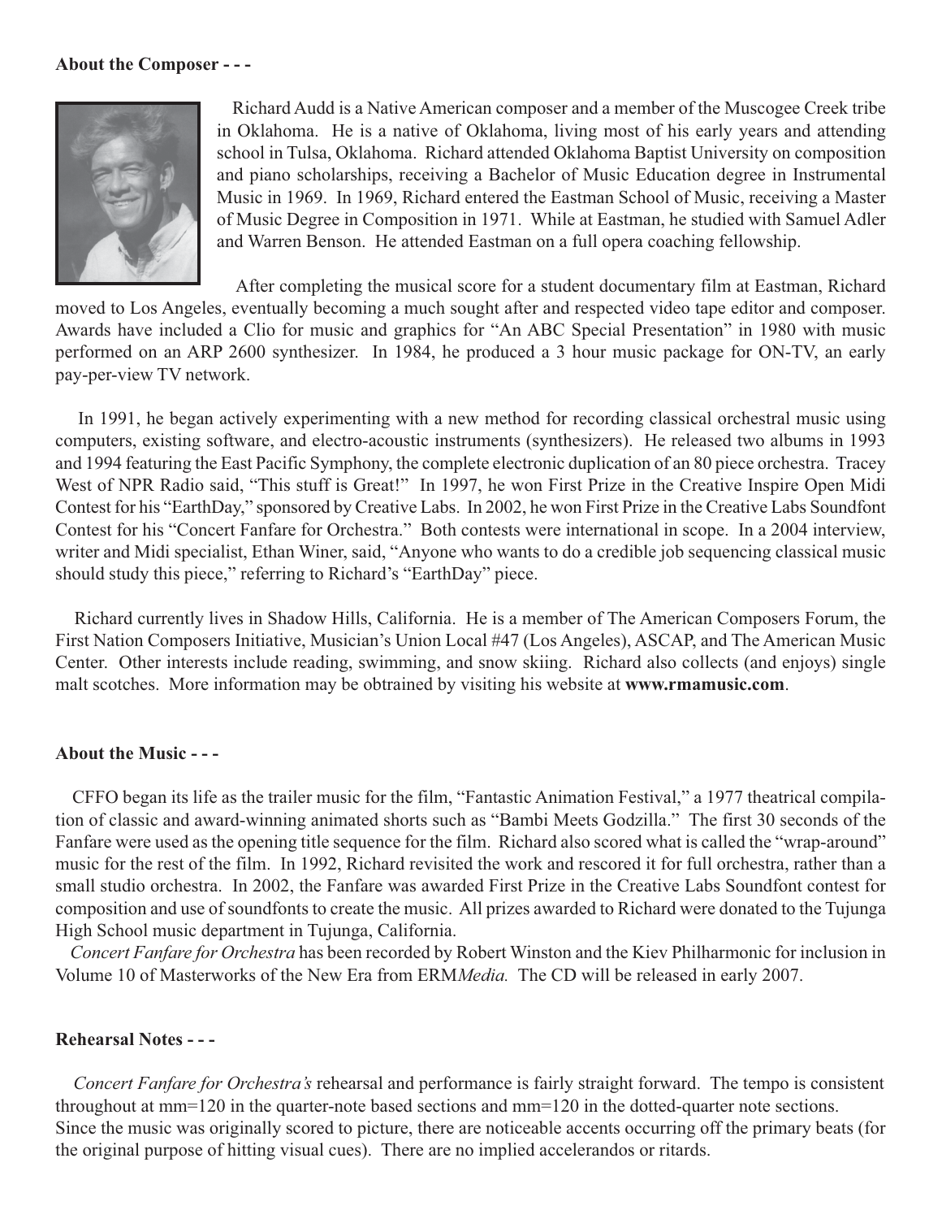**About the Composer - - -**

Richard Audd is a Native American composer and a member of the Muscogee Creek tribe in Oklahoma. He is a native of Oklahoma, living most of his early years and attending school in Tulsa, Oklahoma. Richard attended Oklahoma Baptist University on composition and piano scholarships, receiving a Bachelor of Music Education degree in Instrumental Music in 1969. In 1969, Richard entered the Eastman School of Music, receiving a Master of Music Degree in Composition in 1971. While at Eastman, he studied with Samuel Adler and Warren Benson. He attended Eastman on a full opera coaching fellowship.

After completing the musical score for a student documentary film at Eastman, Richard moved to Los Angeles, eventually becoming a much sought after and respected video tape editor and composer. Awards have included a Clio for music and graphics for "An ABC Special Presentation" in 1980 with music performed on an ARP 2600 synthesizer. In 1984, he produced a 3 hour music package for ON-TV, an early pay-per-view TV network.

In 1991, he began actively experimenting with a new method for recording classical orchestral music using computers, existing software, and electro-acoustic instruments (synthesizers). He released two albums in 1993 and 1994 featuring the East Pacific Symphony, the complete electronic duplication of an 80 piece orchestra. Tracey West of NPR Radio said, "This stuff is Great!" In 1997, he won First Prize in the Creative Inspire Open Midi Contest for his "EarthDay," sponsored by Creative Labs. In 2002, he won First Prize in the Creative Labs Soundfont Contest for his "Concert Fanfare for Orchestra." Both contests were international in scope. In a 2004 interview, writer and Midi specialist, Ethan Winer, said, "Anyone who wants to do a credible job sequencing classical music should study this piece," referring to Richard's "EarthDay" piece.

Richard currently lives in Shadow Hills, California. He is a member of The American Composers Forum, the First Nation Composers Initiative, Musician's Union Local #47 (Los Angeles), ASCAP, and The American Music Center. Other interests include reading, swimming, and snow skiing. Richard also collects (and enjoys) single malt scotches. More information may be obtrained by visiting his website at **www.rmamusic.com**.

**About the Music - - -**

CFFO began its life as the trailer music for the film, "Fantastic Animation Festival," a 1977 theatrical compilation of classic and award-winning animated shorts such as "Bambi Meets Godzilla." The first 30 seconds of the Fanfare were used as the opening title sequence for the film. Richard also scored what is called the "wrap-around" music for the rest of the film. In 1992, Richard revisited the work and rescored it for full orchestra, rather than a small studio orchestra. In 2002, the Fanfare was awarded First Prize in the Creative Labs Soundfont contest for composition and use of soundfonts to create the music. All prizes awarded to Richard were donated to the Tujunga High School music department in Tujunga, California.

*Concert Fanfare for Orchestra* has been recorded by Robert Winston and the Kiev Philharmonic for inclusion in Volume 10 of Masterworks of the New Era from ERM*Media.* The CD will be released in early 2007.

**Rehearsal Notes - - -**

*Concert Fanfare for Orchestra's* rehearsal and performance is fairly straight forward. The tempo is consistent throughout at mm=120 in the quarter-note based sections and mm=120 in the dotted-quarter note sections. Since the music was originally scored to picture, there are noticeable accents occurring off the primary beats (for the original purpose of hitting visual cues). There are no implied accelerandos or ritards.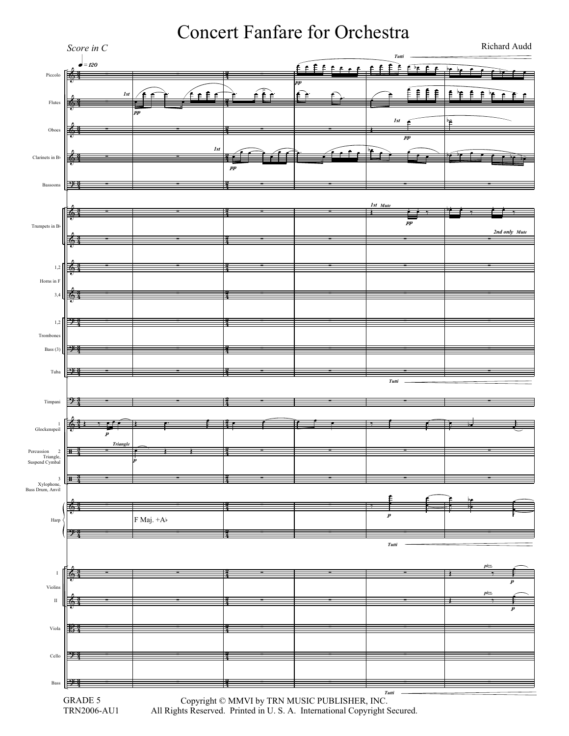# Concert Fanfare for Orchestra

*Score in C*

Richard Audd

Piccolo

Flutes

Oboes

Clarinets in B♭

Bassoons

Trumpets in B♭

Horns in F 1,2

Horns in F 3,4

Trombones 1,2

Bass (3)

Tuba

Timpani

Glockenspiel 1

Percussion 2 Triangle, Suspend Cymbal

3 Xylophone, Bass Drum, Anvil

Harp

F Maj. +A♭

Violins I

Violins II

Viola

Cello

Bass

GRADE 5
TRN2006-AU1

Copyright © MMVI by TRN MUSIC PUBLISHER, INC.
All Rights Reserved. Printed in U. S. A. International Copyright Secured.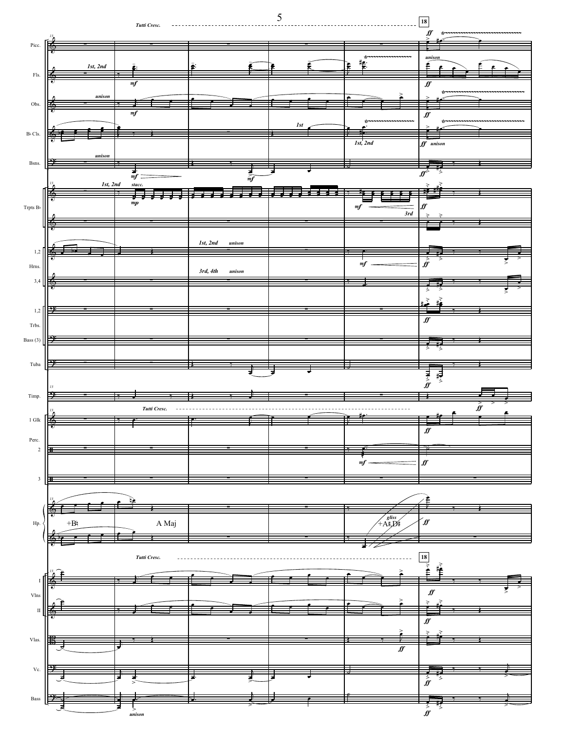Tutti Cresc.

18

Picc.

Fls.

1st, 2nd

unison

Obs.

unison

B♭ Cls.

1st

1st, 2nd

unison

Bsns.

unison

Trpts B♭

1st, 2nd

stacc.

3rd

Hrns. 1,2

1st, 2nd unison

Hrns. 3,4

3rd, 4th unison

Trbs. 1,2

Bass (3)

Tuba

Timp.

Tutti Cresc.

1 Glk

Perc. 2

3

Hp.

+B♮

A Maj

gliss

+A♯ D♯

Tutti Cresc.

18

Vlns I

Vlns II

Vlas.

Vc.

Bass

unison